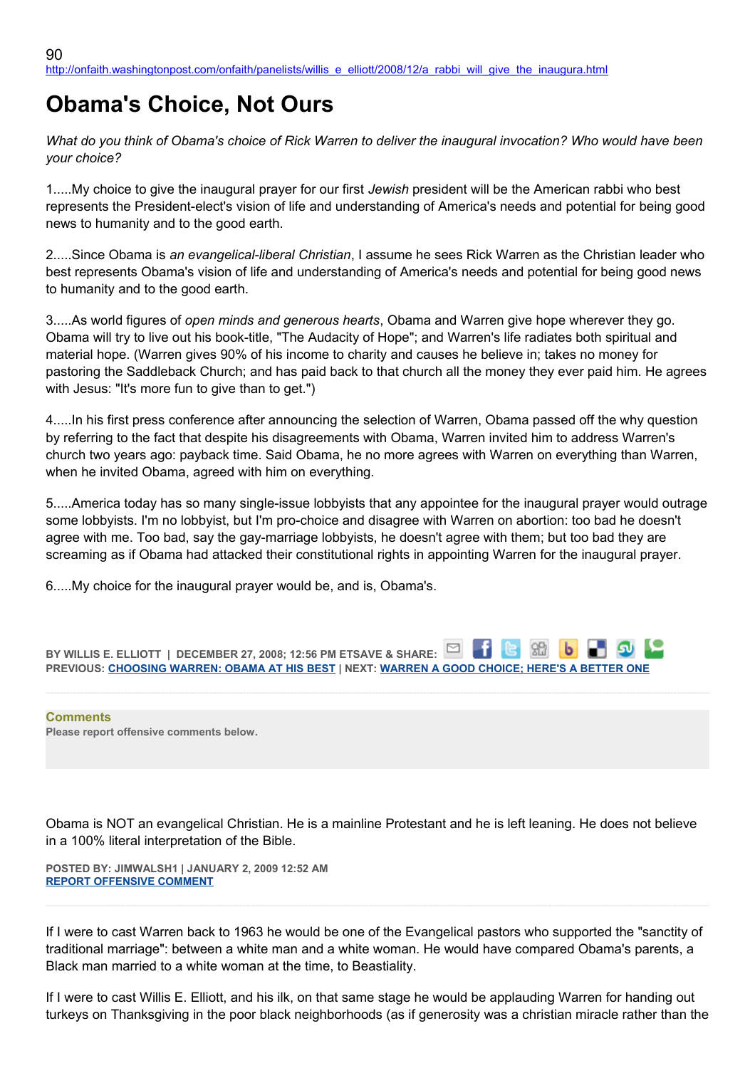http://onfaith.washingtonpost.com/onfaith/panelists/willis_e_elliott/2008/12/a_rabbi_will_give_the_inaugura.html

# Obama's Choice, Not Ours

*What do you think of Obama's choice of Rick Warren to deliver the inaugural invocation? Who would have been your choice?*

1.....My choice to give the inaugural prayer for our first *Jewish* president will be the American rabbi who best represents the President-elect's vision of life and understanding of America's needs and potential for being good news to humanity and to the good earth.

2.....Since Obama is *an evangelical-liberal Christian*, I assume he sees Rick Warren as the Christian leader who best represents Obama's vision of life and understanding of America's needs and potential for being good news to humanity and to the good earth.

3.....As world figures of *open minds and generous hearts*, Obama and Warren give hope wherever they go. Obama will try to live out his book-title, "The Audacity of Hope"; and Warren's life radiates both spiritual and material hope. (Warren gives 90% of his income to charity and causes he believe in; takes no money for pastoring the Saddleback Church; and has paid back to that church all the money they ever paid him. He agrees with Jesus: "It's more fun to give than to get.")

4.....In his first press conference after announcing the selection of Warren, Obama passed off the why question by referring to the fact that despite his disagreements with Obama, Warren invited him to address Warren's church two years ago: payback time. Said Obama, he no more agrees with Warren on everything than Warren, when he invited Obama, agreed with him on everything.

5.....America today has so many single-issue lobbyists that any appointee for the inaugural prayer would outrage some lobbyists. I'm no lobbyist, but I'm pro-choice and disagree with Warren on abortion: too bad he doesn't agree with me. Too bad, say the gay-marriage lobbyists, he doesn't agree with them; but too bad they are screaming as if Obama had attacked their constitutional rights in appointing Warren for the inaugural prayer.

6.....My choice for the inaugural prayer would be, and is, Obama's.

BY WILLIS E. ELLIOTT | DECEMBER 27, 2008; 12:56 PM ET SAVE & SHARE:
PREVIOUS: CHOOSING WARREN: OBAMA AT HIS BEST | NEXT: WARREN A GOOD CHOICE; HERE'S A BETTER ONE

**Comments**
Please report offensive comments below.

Obama is NOT an evangelical Christian. He is a mainline Protestant and he is left leaning. He does not believe in a 100% literal interpretation of the Bible.

POSTED BY: JIMWALSH1 | JANUARY 2, 2009 12:52 AM
REPORT OFFENSIVE COMMENT

If I were to cast Warren back to 1963 he would be one of the Evangelical pastors who supported the "sanctity of traditional marriage": between a white man and a white woman. He would have compared Obama's parents, a Black man married to a white woman at the time, to Beastiality.

If I were to cast Willis E. Elliott, and his ilk, on that same stage he would be applauding Warren for handing out turkeys on Thanksgiving in the poor black neighborhoods (as if generosity was a christian miracle rather than the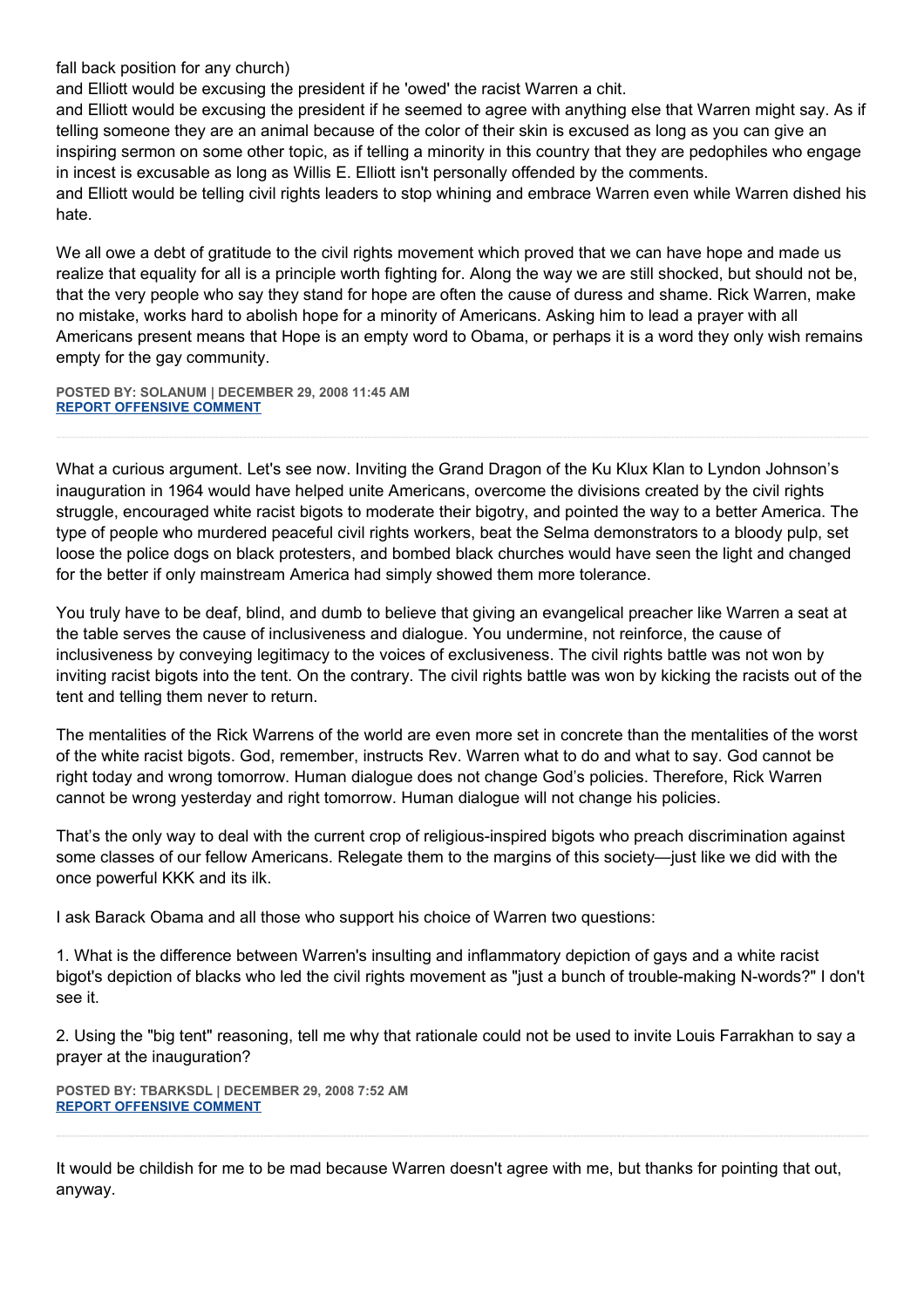fall back position for any church)
and Elliott would be excusing the president if he 'owed' the racist Warren a chit.
and Elliott would be excusing the president if he seemed to agree with anything else that Warren might say. As if telling someone they are an animal because of the color of their skin is excused as long as you can give an inspiring sermon on some other topic, as if telling a minority in this country that they are pedophiles who engage in incest is excusable as long as Willis E. Elliott isn't personally offended by the comments.
and Elliott would be telling civil rights leaders to stop whining and embrace Warren even while Warren dished his hate.

We all owe a debt of gratitude to the civil rights movement which proved that we can have hope and made us realize that equality for all is a principle worth fighting for. Along the way we are still shocked, but should not be, that the very people who say they stand for hope are often the cause of duress and shame. Rick Warren, make no mistake, works hard to abolish hope for a minority of Americans. Asking him to lead a prayer with all Americans present means that Hope is an empty word to Obama, or perhaps it is a word they only wish remains empty for the gay community.

**POSTED BY: SOLANUM | DECEMBER 29, 2008 11:45 AM**
**REPORT OFFENSIVE COMMENT**

---

What a curious argument. Let's see now. Inviting the Grand Dragon of the Ku Klux Klan to Lyndon Johnson's inauguration in 1964 would have helped unite Americans, overcome the divisions created by the civil rights struggle, encouraged white racist bigots to moderate their bigotry, and pointed the way to a better America. The type of people who murdered peaceful civil rights workers, beat the Selma demonstrators to a bloody pulp, set loose the police dogs on black protesters, and bombed black churches would have seen the light and changed for the better if only mainstream America had simply showed them more tolerance.

You truly have to be deaf, blind, and dumb to believe that giving an evangelical preacher like Warren a seat at the table serves the cause of inclusiveness and dialogue. You undermine, not reinforce, the cause of inclusiveness by conveying legitimacy to the voices of exclusiveness. The civil rights battle was not won by inviting racist bigots into the tent. On the contrary. The civil rights battle was won by kicking the racists out of the tent and telling them never to return.

The mentalities of the Rick Warrens of the world are even more set in concrete than the mentalities of the worst of the white racist bigots. God, remember, instructs Rev. Warren what to do and what to say. God cannot be right today and wrong tomorrow. Human dialogue does not change God's policies. Therefore, Rick Warren cannot be wrong yesterday and right tomorrow. Human dialogue will not change his policies.

That's the only way to deal with the current crop of religious-inspired bigots who preach discrimination against some classes of our fellow Americans. Relegate them to the margins of this society—just like we did with the once powerful KKK and its ilk.

I ask Barack Obama and all those who support his choice of Warren two questions:

1. What is the difference between Warren's insulting and inflammatory depiction of gays and a white racist bigot's depiction of blacks who led the civil rights movement as "just a bunch of trouble-making N-words?" I don't see it.

2. Using the "big tent" reasoning, tell me why that rationale could not be used to invite Louis Farrakhan to say a prayer at the inauguration?

**POSTED BY: TBARKSDL | DECEMBER 29, 2008 7:52 AM**
**REPORT OFFENSIVE COMMENT**

---

It would be childish for me to be mad because Warren doesn't agree with me, but thanks for pointing that out, anyway.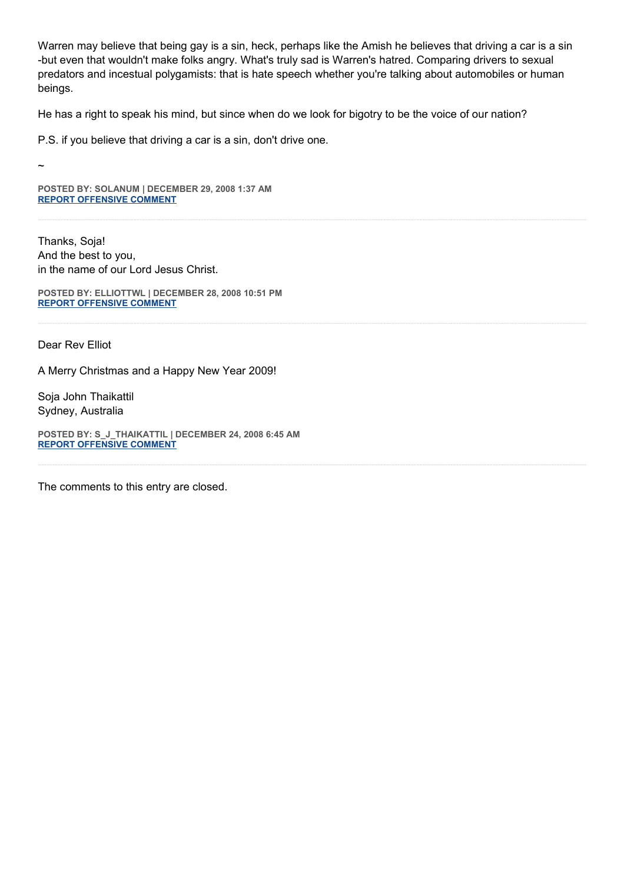Warren may believe that being gay is a sin, heck, perhaps like the Amish he believes that driving a car is a sin -but even that wouldn't make folks angry. What's truly sad is Warren's hatred. Comparing drivers to sexual predators and incestual polygamists: that is hate speech whether you're talking about automobiles or human beings.

He has a right to speak his mind, but since when do we look for bigotry to be the voice of our nation?

P.S. if you believe that driving a car is a sin, don't drive one.

~

**POSTED BY: SOLANUM | DECEMBER 29, 2008 1:37 AM**
**REPORT OFFENSIVE COMMENT**

---

Thanks, Soja!
And the best to you,
in the name of our Lord Jesus Christ.

**POSTED BY: ELLIOTTWL | DECEMBER 28, 2008 10:51 PM**
**REPORT OFFENSIVE COMMENT**

---

Dear Rev Elliot

A Merry Christmas and a Happy New Year 2009!

Soja John Thaikattil
Sydney, Australia

**POSTED BY: S_J_THAIKATTIL | DECEMBER 24, 2008 6:45 AM**
**REPORT OFFENSIVE COMMENT**

---

The comments to this entry are closed.